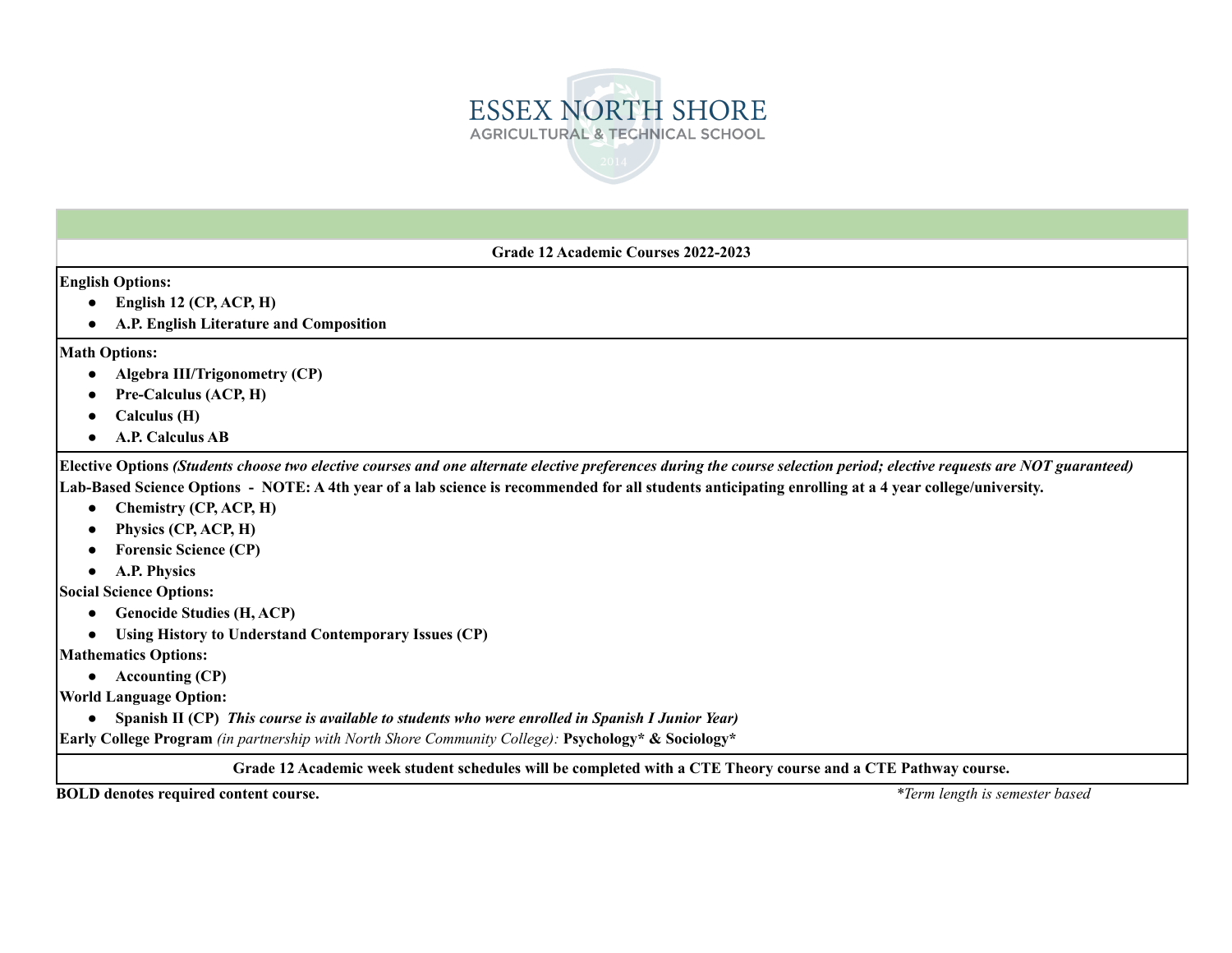# ESSEX NORTH SHORE
## AGRICULTURAL & TECHNICAL SCHOOL

**Grade 12 Academic Courses 2022-2023**

**English Options:**

- **English 12 (CP, ACP, H)**
- **A.P. English Literature and Composition**

**Math Options:**

- **Algebra III/Trigonometry (CP)**
- **Pre-Calculus (ACP, H)**
- **Calculus (H)**
- **A.P. Calculus AB**

**Elective Options** ***(Students choose two elective courses and one alternate elective preferences during the course selection period; elective requests are NOT guaranteed)***

**Lab-Based Science Options - NOTE: A 4th year of a lab science is recommended for all students anticipating enrolling at a 4 year college/university.**

- **Chemistry (CP, ACP, H)**
- **Physics (CP, ACP, H)**
- **Forensic Science (CP)**
- **A.P. Physics**

**Social Science Options:**

- **Genocide Studies (H, ACP)**
- **Using History to Understand Contemporary Issues (CP)**

**Mathematics Options:**

- **Accounting (CP)**

**World Language Option:**

- **Spanish II (CP)** ***This course is available to students who were enrolled in Spanish I Junior Year)***

**Early College Program** *(in partnership with North Shore Community College):* **Psychology* & Sociology***

**Grade 12 Academic week student schedules will be completed with a CTE Theory course and a CTE Pathway course.**

**BOLD denotes required content course.**

*\*Term length is semester based*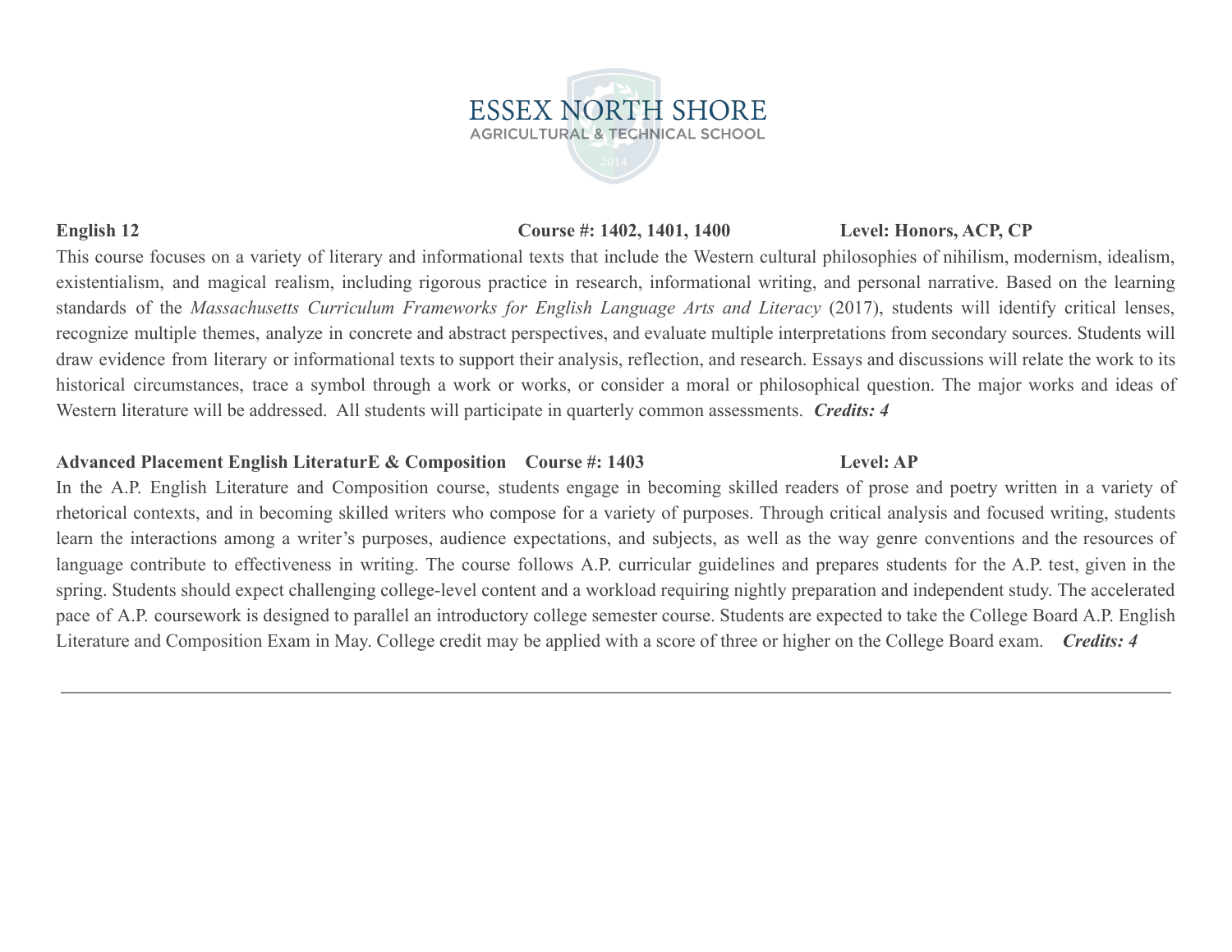**English 12** **Course #: 1402, 1401, 1400** **Level: Honors, ACP, CP**

This course focuses on a variety of literary and informational texts that include the Western cultural philosophies of nihilism, modernism, idealism, existentialism, and magical realism, including rigorous practice in research, informational writing, and personal narrative. Based on the learning standards of the *Massachusetts Curriculum Frameworks for English Language Arts and Literacy* (2017), students will identify critical lenses, recognize multiple themes, analyze in concrete and abstract perspectives, and evaluate multiple interpretations from secondary sources. Students will draw evidence from literary or informational texts to support their analysis, reflection, and research. Essays and discussions will relate the work to its historical circumstances, trace a symbol through a work or works, or consider a moral or philosophical question. The major works and ideas of Western literature will be addressed. All students will participate in quarterly common assessments. ***Credits: 4***

**Advanced Placement English LiteraturE & Composition** **Course #: 1403** **Level: AP**

In the A.P. English Literature and Composition course, students engage in becoming skilled readers of prose and poetry written in a variety of rhetorical contexts, and in becoming skilled writers who compose for a variety of purposes. Through critical analysis and focused writing, students learn the interactions among a writer's purposes, audience expectations, and subjects, as well as the way genre conventions and the resources of language contribute to effectiveness in writing. The course follows A.P. curricular guidelines and prepares students for the A.P. test, given in the spring. Students should expect challenging college-level content and a workload requiring nightly preparation and independent study. The accelerated pace of A.P. coursework is designed to parallel an introductory college semester course. Students are expected to take the College Board A.P. English Literature and Composition Exam in May. College credit may be applied with a score of three or higher on the College Board exam. ***Credits: 4***

---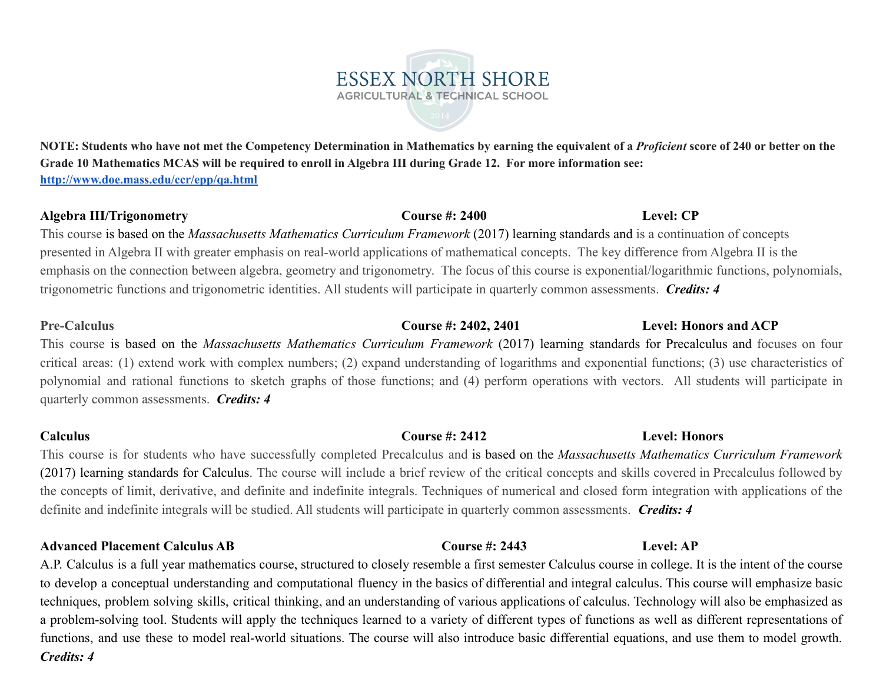**NOTE: Students who have not met the Competency Determination in Mathematics by earning the equivalent of a *Proficient* score of 240 or better on the Grade 10 Mathematics MCAS will be required to enroll in Algebra III during Grade 12. For more information see: [http://www.doe.mass.edu/ccr/epp/qa.html](http://www.doe.mass.edu/ccr/epp/qa.html)**

**Algebra III/Trigonometry** **Course #: 2400** **Level: CP**

This course is based on the *Massachusetts Mathematics Curriculum Framework* (2017) learning standards and is a continuation of concepts presented in Algebra II with greater emphasis on real-world applications of mathematical concepts. The key difference from Algebra II is the emphasis on the connection between algebra, geometry and trigonometry. The focus of this course is exponential/logarithmic functions, polynomials, trigonometric functions and trigonometric identities. All students will participate in quarterly common assessments. ***Credits: 4***

**Pre-Calculus** **Course #: 2402, 2401** **Level: Honors and ACP**

This course is based on the *Massachusetts Mathematics Curriculum Framework* (2017) learning standards for Precalculus and focuses on four critical areas: (1) extend work with complex numbers; (2) expand understanding of logarithms and exponential functions; (3) use characteristics of polynomial and rational functions to sketch graphs of those functions; and (4) perform operations with vectors. All students will participate in quarterly common assessments. ***Credits: 4***

**Calculus** **Course #: 2412** **Level: Honors**

This course is for students who have successfully completed Precalculus and is based on the *Massachusetts Mathematics Curriculum Framework* (2017) learning standards for Calculus. The course will include a brief review of the critical concepts and skills covered in Precalculus followed by the concepts of limit, derivative, and definite and indefinite integrals. Techniques of numerical and closed form integration with applications of the definite and indefinite integrals will be studied. All students will participate in quarterly common assessments. ***Credits: 4***

**Advanced Placement Calculus AB** **Course #: 2443** **Level: AP**

A.P. Calculus is a full year mathematics course, structured to closely resemble a first semester Calculus course in college. It is the intent of the course to develop a conceptual understanding and computational fluency in the basics of differential and integral calculus. This course will emphasize basic techniques, problem solving skills, critical thinking, and an understanding of various applications of calculus. Technology will also be emphasized as a problem-solving tool. Students will apply the techniques learned to a variety of different types of functions as well as different representations of functions, and use these to model real-world situations. The course will also introduce basic differential equations, and use them to model growth. ***Credits: 4***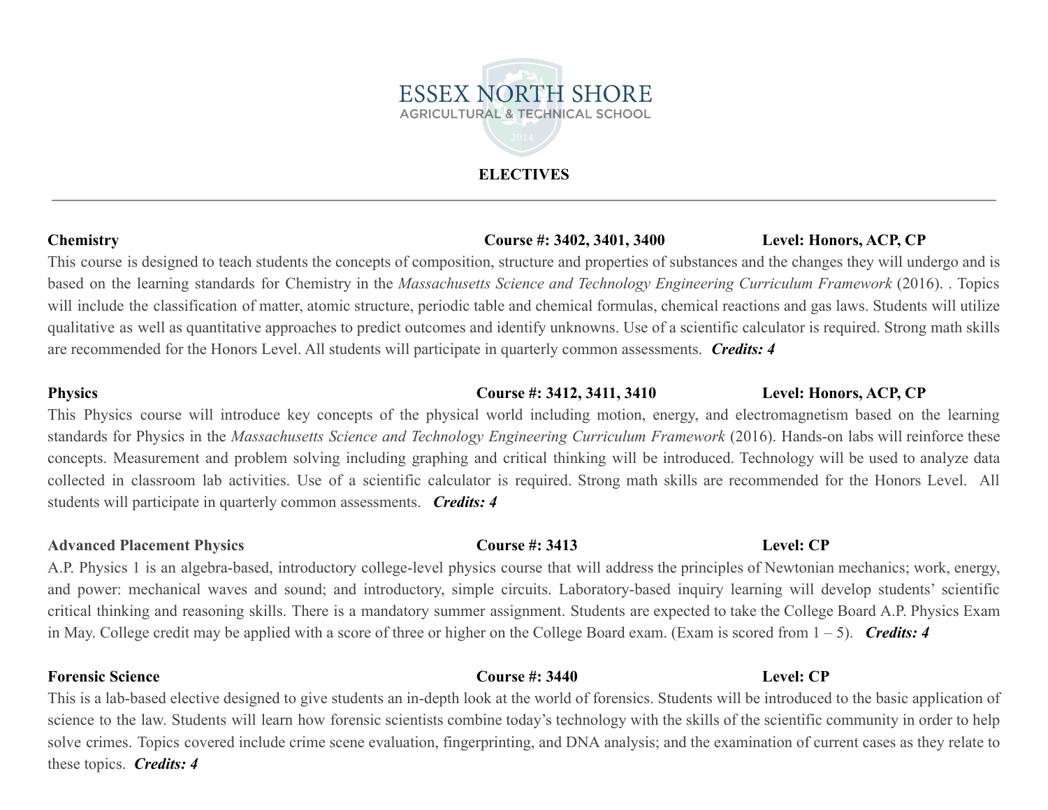# ESSEX NORTH SHORE

AGRICULTURAL & TECHNICAL SCHOOL

## ELECTIVES

---

**Chemistry** **Course #: 3402, 3401, 3400** **Level: Honors, ACP, CP**

This course is designed to teach students the concepts of composition, structure and properties of substances and the changes they will undergo and is based on the learning standards for Chemistry in the *Massachusetts Science and Technology Engineering Curriculum Framework* (2016). . Topics will include the classification of matter, atomic structure, periodic table and chemical formulas, chemical reactions and gas laws. Students will utilize qualitative as well as quantitative approaches to predict outcomes and identify unknowns. Use of a scientific calculator is required. Strong math skills are recommended for the Honors Level. All students will participate in quarterly common assessments. ***Credits: 4***

**Physics** **Course #: 3412, 3411, 3410** **Level: Honors, ACP, CP**

This Physics course will introduce key concepts of the physical world including motion, energy, and electromagnetism based on the learning standards for Physics in the *Massachusetts Science and Technology Engineering Curriculum Framework* (2016). Hands-on labs will reinforce these concepts. Measurement and problem solving including graphing and critical thinking will be introduced. Technology will be used to analyze data collected in classroom lab activities. Use of a scientific calculator is required. Strong math skills are recommended for the Honors Level. All students will participate in quarterly common assessments. ***Credits: 4***

**Advanced Placement Physics** **Course #: 3413** **Level: CP**

A.P. Physics 1 is an algebra-based, introductory college-level physics course that will address the principles of Newtonian mechanics; work, energy, and power: mechanical waves and sound; and introductory, simple circuits. Laboratory-based inquiry learning will develop students' scientific critical thinking and reasoning skills. There is a mandatory summer assignment. Students are expected to take the College Board A.P. Physics Exam in May. College credit may be applied with a score of three or higher on the College Board exam. (Exam is scored from 1 – 5). ***Credits: 4***

**Forensic Science** **Course #: 3440** **Level: CP**

This is a lab-based elective designed to give students an in-depth look at the world of forensics. Students will be introduced to the basic application of science to the law. Students will learn how forensic scientists combine today's technology with the skills of the scientific community in order to help solve crimes. Topics covered include crime scene evaluation, fingerprinting, and DNA analysis; and the examination of current cases as they relate to these topics. ***Credits: 4***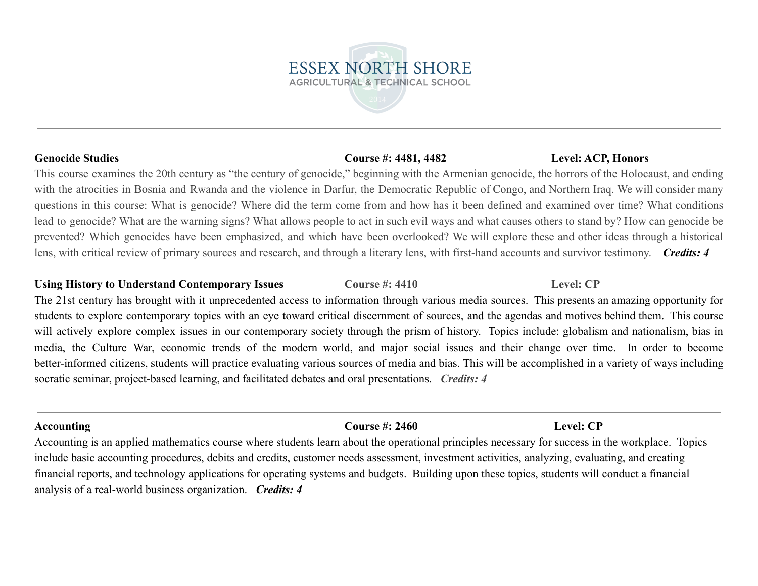**Genocide Studies** **Course #: 4481, 4482** **Level: ACP, Honors**

This course examines the 20th century as "the century of genocide," beginning with the Armenian genocide, the horrors of the Holocaust, and ending with the atrocities in Bosnia and Rwanda and the violence in Darfur, the Democratic Republic of Congo, and Northern Iraq. We will consider many questions in this course: What is genocide? Where did the term come from and how has it been defined and examined over time? What conditions lead to genocide? What are the warning signs? What allows people to act in such evil ways and what causes others to stand by? How can genocide be prevented? Which genocides have been emphasized, and which have been overlooked? We will explore these and other ideas through a historical lens, with critical review of primary sources and research, and through a literary lens, with first-hand accounts and survivor testimony. ***Credits: 4***

**Using History to Understand Contemporary Issues** **Course #: 4410** **Level: CP**

The 21st century has brought with it unprecedented access to information through various media sources. This presents an amazing opportunity for students to explore contemporary topics with an eye toward critical discernment of sources, and the agendas and motives behind them. This course will actively explore complex issues in our contemporary society through the prism of history. Topics include: globalism and nationalism, bias in media, the Culture War, economic trends of the modern world, and major social issues and their change over time. In order to become better-informed citizens, students will practice evaluating various sources of media and bias. This will be accomplished in a variety of ways including socratic seminar, project-based learning, and facilitated debates and oral presentations. ***Credits: 4***

---

**Accounting** **Course #: 2460** **Level: CP**

Accounting is an applied mathematics course where students learn about the operational principles necessary for success in the workplace. Topics include basic accounting procedures, debits and credits, customer needs assessment, investment activities, analyzing, evaluating, and creating financial reports, and technology applications for operating systems and budgets. Building upon these topics, students will conduct a financial analysis of a real-world business organization. ***Credits: 4***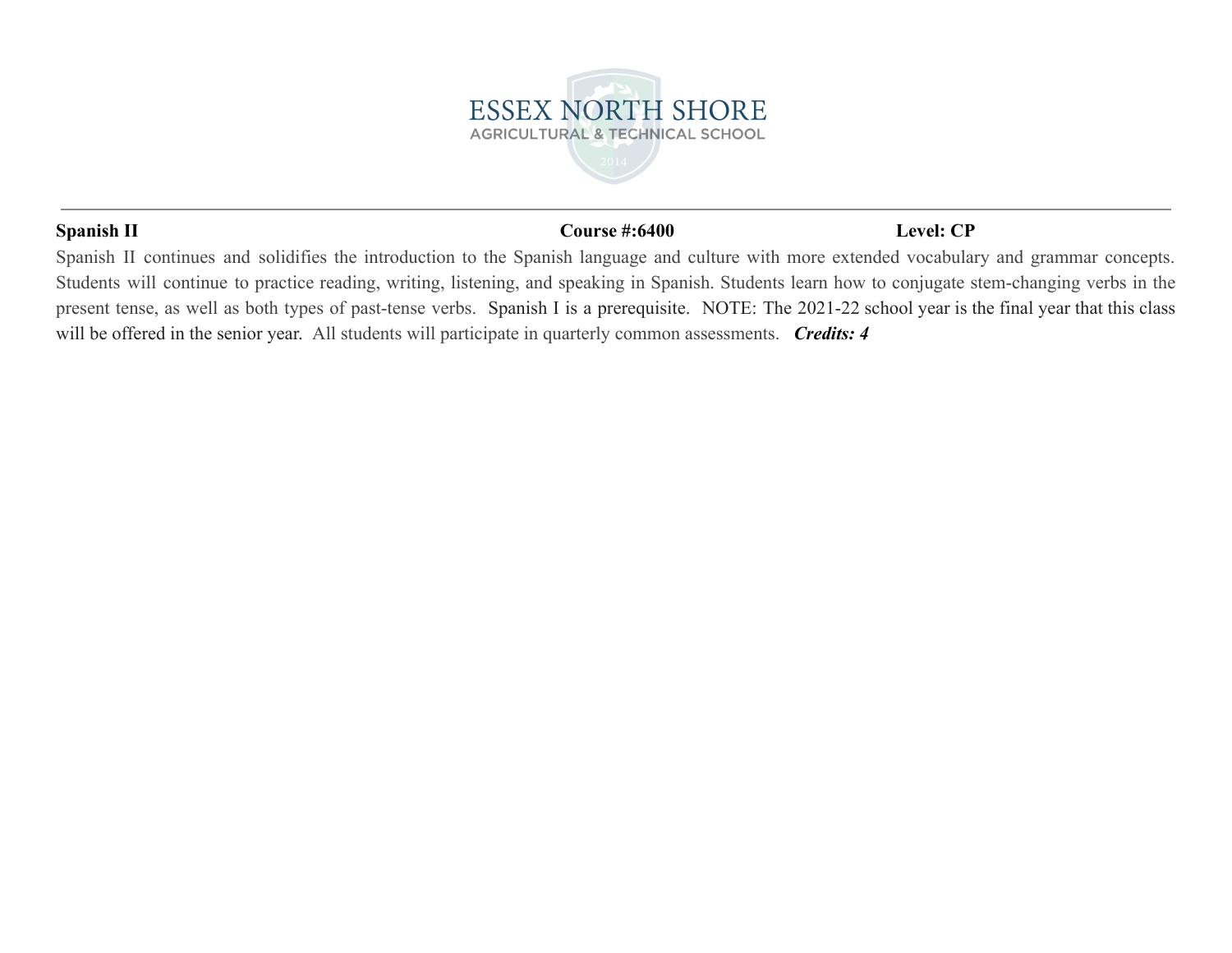**Spanish II** **Course #:6400** **Level: CP**

Spanish II continues and solidifies the introduction to the Spanish language and culture with more extended vocabulary and grammar concepts. Students will continue to practice reading, writing, listening, and speaking in Spanish. Students learn how to conjugate stem-changing verbs in the present tense, as well as both types of past-tense verbs. Spanish I is a prerequisite. NOTE: The 2021-22 school year is the final year that this class will be offered in the senior year. All students will participate in quarterly common assessments. ***Credits: 4***